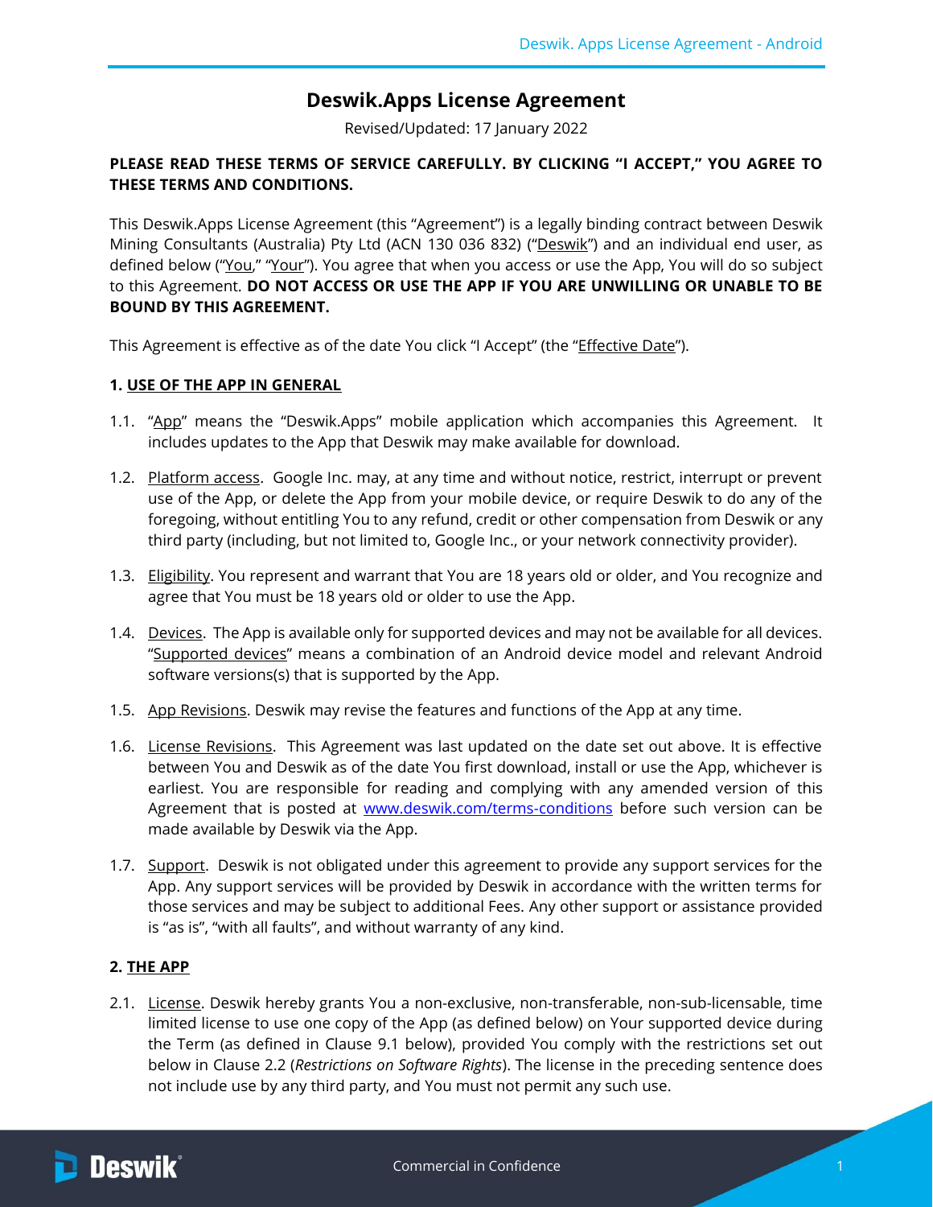# Deswik.Apps License Agreement

Revised/Updated: 17 January 2022

**PLEASE READ THESE TERMS OF SERVICE CAREFULLY. BY CLICKING "I ACCEPT," YOU AGREE TO THESE TERMS AND CONDITIONS.**

This Deswik.Apps License Agreement (this "Agreement") is a legally binding contract between Deswik Mining Consultants (Australia) Pty Ltd (ACN 130 036 832) ("Deswik") and an individual end user, as defined below ("You," "Your"). You agree that when you access or use the App, You will do so subject to this Agreement. **DO NOT ACCESS OR USE THE APP IF YOU ARE UNWILLING OR UNABLE TO BE BOUND BY THIS AGREEMENT.**

This Agreement is effective as of the date You click "I Accept" (the "Effective Date").

**1. USE OF THE APP IN GENERAL**

1.1. "App" means the "Deswik.Apps" mobile application which accompanies this Agreement. It includes updates to the App that Deswik may make available for download.

1.2. Platform access. Google Inc. may, at any time and without notice, restrict, interrupt or prevent use of the App, or delete the App from your mobile device, or require Deswik to do any of the foregoing, without entitling You to any refund, credit or other compensation from Deswik or any third party (including, but not limited to, Google Inc., or your network connectivity provider).

1.3. Eligibility. You represent and warrant that You are 18 years old or older, and You recognize and agree that You must be 18 years old or older to use the App.

1.4. Devices. The App is available only for supported devices and may not be available for all devices. "Supported devices" means a combination of an Android device model and relevant Android software versions(s) that is supported by the App.

1.5. App Revisions. Deswik may revise the features and functions of the App at any time.

1.6. License Revisions. This Agreement was last updated on the date set out above. It is effective between You and Deswik as of the date You first download, install or use the App, whichever is earliest. You are responsible for reading and complying with any amended version of this Agreement that is posted at www.deswik.com/terms-conditions before such version can be made available by Deswik via the App.

1.7. Support. Deswik is not obligated under this agreement to provide any support services for the App. Any support services will be provided by Deswik in accordance with the written terms for those services and may be subject to additional Fees. Any other support or assistance provided is "as is", "with all faults", and without warranty of any kind.

**2. THE APP**

2.1. License. Deswik hereby grants You a non-exclusive, non-transferable, non-sub-licensable, time limited license to use one copy of the App (as defined below) on Your supported device during the Term (as defined in Clause 9.1 below), provided You comply with the restrictions set out below in Clause 2.2 (*Restrictions on Software Rights*). The license in the preceding sentence does not include use by any third party, and You must not permit any such use.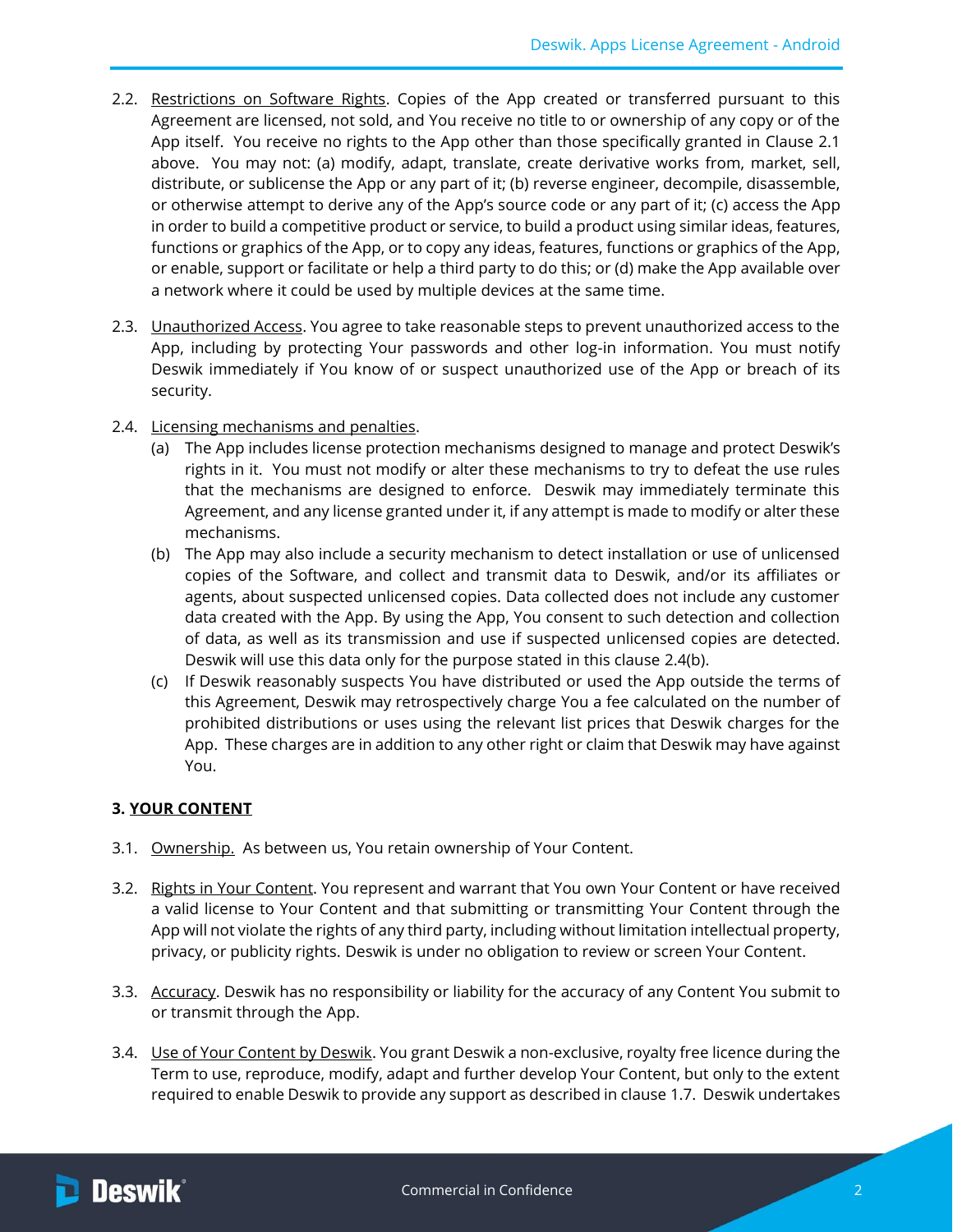2.2. Underline: Restrictions on Software Rights. Copies of the App created or transferred pursuant to this Agreement are licensed, not sold, and You receive no title to or ownership of any copy or of the App itself. You receive no rights to the App other than those specifically granted in Clause 2.1 above. You may not: (a) modify, adapt, translate, create derivative works from, market, sell, distribute, or sublicense the App or any part of it; (b) reverse engineer, decompile, disassemble, or otherwise attempt to derive any of the App's source code or any part of it; (c) access the App in order to build a competitive product or service, to build a product using similar ideas, features, functions or graphics of the App, or to copy any ideas, features, functions or graphics of the App, or enable, support or facilitate or help a third party to do this; or (d) make the App available over a network where it could be used by multiple devices at the same time.

2.3. Unauthorized Access. You agree to take reasonable steps to prevent unauthorized access to the App, including by protecting Your passwords and other log-in information. You must notify Deswik immediately if You know of or suspect unauthorized use of the App or breach of its security.

2.4. Licensing mechanisms and penalties.

(a) The App includes license protection mechanisms designed to manage and protect Deswik's rights in it. You must not modify or alter these mechanisms to try to defeat the use rules that the mechanisms are designed to enforce. Deswik may immediately terminate this Agreement, and any license granted under it, if any attempt is made to modify or alter these mechanisms.

(b) The App may also include a security mechanism to detect installation or use of unlicensed copies of the Software, and collect and transmit data to Deswik, and/or its affiliates or agents, about suspected unlicensed copies. Data collected does not include any customer data created with the App. By using the App, You consent to such detection and collection of data, as well as its transmission and use if suspected unlicensed copies are detected. Deswik will use this data only for the purpose stated in this clause 2.4(b).

(c) If Deswik reasonably suspects You have distributed or used the App outside the terms of this Agreement, Deswik may retrospectively charge You a fee calculated on the number of prohibited distributions or uses using the relevant list prices that Deswik charges for the App. These charges are in addition to any other right or claim that Deswik may have against You.

## 3. YOUR CONTENT

3.1. Ownership. As between us, You retain ownership of Your Content.

3.2. Rights in Your Content. You represent and warrant that You own Your Content or have received a valid license to Your Content and that submitting or transmitting Your Content through the App will not violate the rights of any third party, including without limitation intellectual property, privacy, or publicity rights. Deswik is under no obligation to review or screen Your Content.

3.3. Accuracy. Deswik has no responsibility or liability for the accuracy of any Content You submit to or transmit through the App.

3.4. Use of Your Content by Deswik. You grant Deswik a non-exclusive, royalty free licence during the Term to use, reproduce, modify, adapt and further develop Your Content, but only to the extent required to enable Deswik to provide any support as described in clause 1.7. Deswik undertakes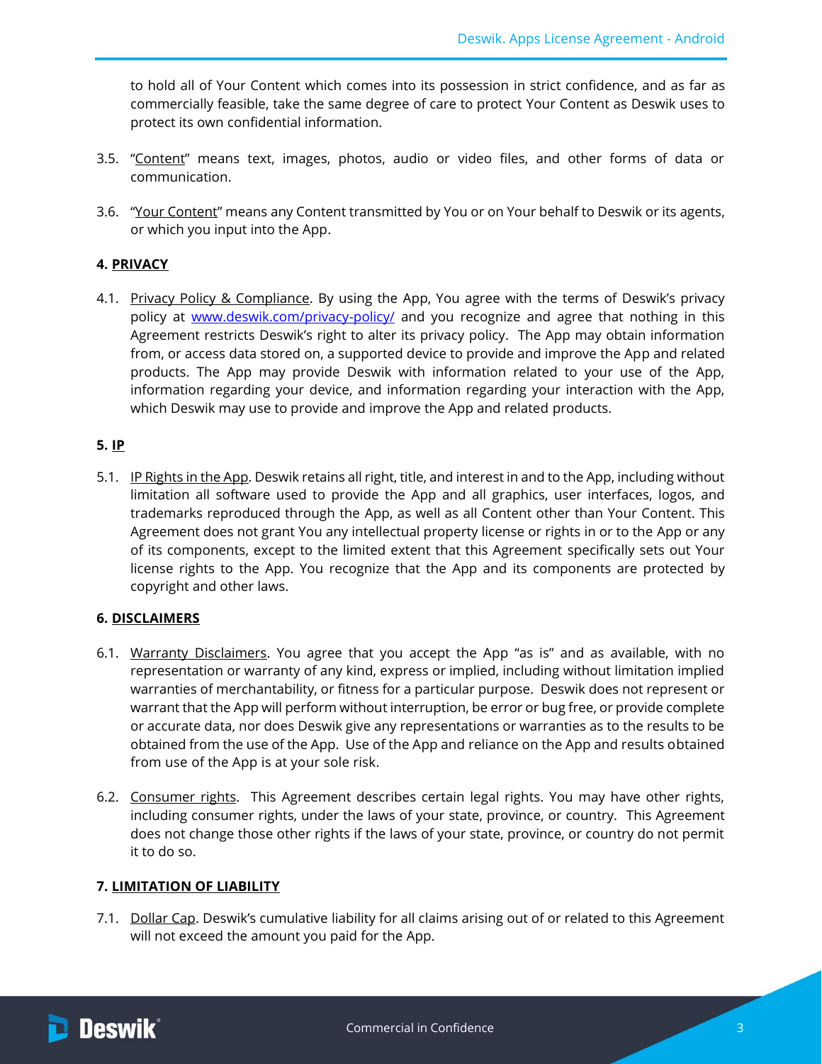to hold all of Your Content which comes into its possession in strict confidence, and as far as commercially feasible, take the same degree of care to protect Your Content as Deswik uses to protect its own confidential information.

3.5. "Content" means text, images, photos, audio or video files, and other forms of data or communication.

3.6. "Your Content" means any Content transmitted by You or on Your behalf to Deswik or its agents, or which you input into the App.

**4. PRIVACY**

4.1. Privacy Policy & Compliance. By using the App, You agree with the terms of Deswik's privacy policy at [www.deswik.com/privacy-policy/](www.deswik.com/privacy-policy/) and you recognize and agree that nothing in this Agreement restricts Deswik's right to alter its privacy policy. The App may obtain information from, or access data stored on, a supported device to provide and improve the App and related products. The App may provide Deswik with information related to your use of the App, information regarding your device, and information regarding your interaction with the App, which Deswik may use to provide and improve the App and related products.

**5. IP**

5.1. IP Rights in the App. Deswik retains all right, title, and interest in and to the App, including without limitation all software used to provide the App and all graphics, user interfaces, logos, and trademarks reproduced through the App, as well as all Content other than Your Content. This Agreement does not grant You any intellectual property license or rights in or to the App or any of its components, except to the limited extent that this Agreement specifically sets out Your license rights to the App. You recognize that the App and its components are protected by copyright and other laws.

**6. DISCLAIMERS**

6.1. Warranty Disclaimers. You agree that you accept the App "as is" and as available, with no representation or warranty of any kind, express or implied, including without limitation implied warranties of merchantability, or fitness for a particular purpose. Deswik does not represent or warrant that the App will perform without interruption, be error or bug free, or provide complete or accurate data, nor does Deswik give any representations or warranties as to the results to be obtained from the use of the App. Use of the App and reliance on the App and results obtained from use of the App is at your sole risk.

6.2. Consumer rights. This Agreement describes certain legal rights. You may have other rights, including consumer rights, under the laws of your state, province, or country. This Agreement does not change those other rights if the laws of your state, province, or country do not permit it to do so.

**7. LIMITATION OF LIABILITY**

7.1. Dollar Cap. Deswik's cumulative liability for all claims arising out of or related to this Agreement will not exceed the amount you paid for the App.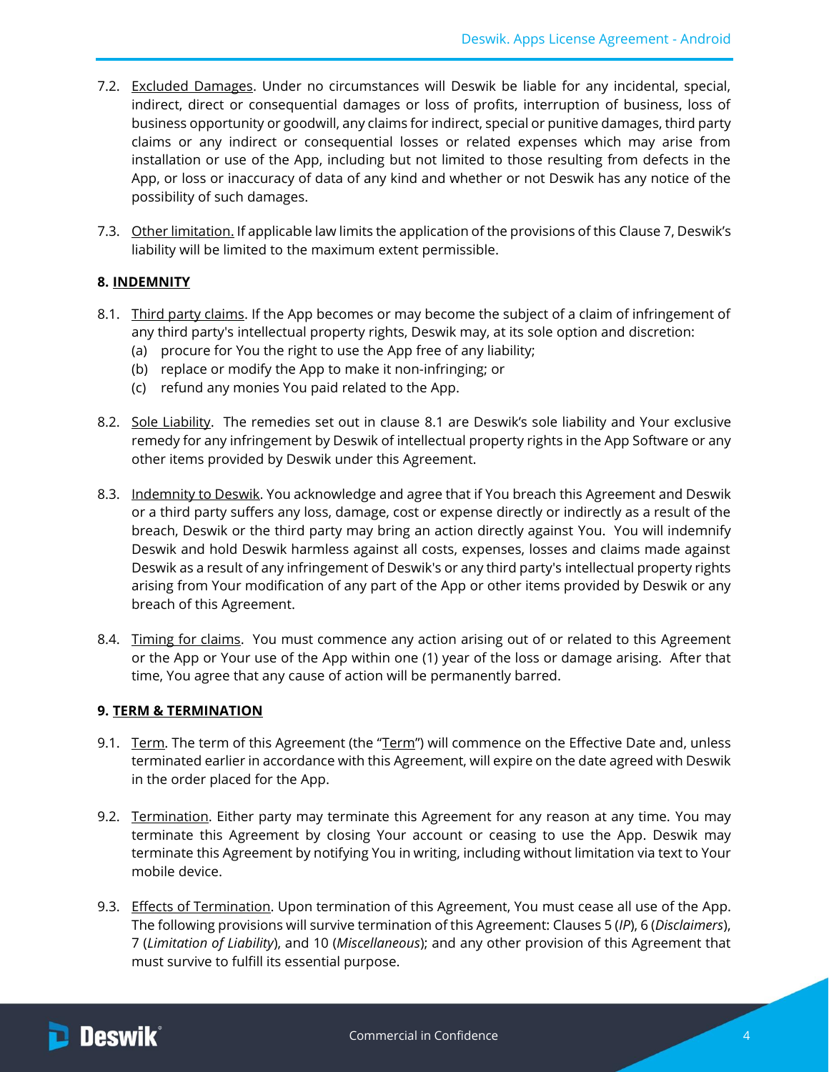7.2. Excluded Damages. Under no circumstances will Deswik be liable for any incidental, special, indirect, direct or consequential damages or loss of profits, interruption of business, loss of business opportunity or goodwill, any claims for indirect, special or punitive damages, third party claims or any indirect or consequential losses or related expenses which may arise from installation or use of the App, including but not limited to those resulting from defects in the App, or loss or inaccuracy of data of any kind and whether or not Deswik has any notice of the possibility of such damages.

7.3. Other limitation. If applicable law limits the application of the provisions of this Clause 7, Deswik's liability will be limited to the maximum extent permissible.

## 8. INDEMNITY

8.1. Third party claims. If the App becomes or may become the subject of a claim of infringement of any third party's intellectual property rights, Deswik may, at its sole option and discretion:

(a) procure for You the right to use the App free of any liability;

(b) replace or modify the App to make it non-infringing; or

(c) refund any monies You paid related to the App.

8.2. Sole Liability. The remedies set out in clause 8.1 are Deswik's sole liability and Your exclusive remedy for any infringement by Deswik of intellectual property rights in the App Software or any other items provided by Deswik under this Agreement.

8.3. Indemnity to Deswik. You acknowledge and agree that if You breach this Agreement and Deswik or a third party suffers any loss, damage, cost or expense directly or indirectly as a result of the breach, Deswik or the third party may bring an action directly against You. You will indemnify Deswik and hold Deswik harmless against all costs, expenses, losses and claims made against Deswik as a result of any infringement of Deswik's or any third party's intellectual property rights arising from Your modification of any part of the App or other items provided by Deswik or any breach of this Agreement.

8.4. Timing for claims. You must commence any action arising out of or related to this Agreement or the App or Your use of the App within one (1) year of the loss or damage arising. After that time, You agree that any cause of action will be permanently barred.

## 9. TERM & TERMINATION

9.1. Term. The term of this Agreement (the "Term") will commence on the Effective Date and, unless terminated earlier in accordance with this Agreement, will expire on the date agreed with Deswik in the order placed for the App.

9.2. Termination. Either party may terminate this Agreement for any reason at any time. You may terminate this Agreement by closing Your account or ceasing to use the App. Deswik may terminate this Agreement by notifying You in writing, including without limitation via text to Your mobile device.

9.3. Effects of Termination. Upon termination of this Agreement, You must cease all use of the App. The following provisions will survive termination of this Agreement: Clauses 5 (*IP*), 6 (*Disclaimers*), 7 (*Limitation of Liability*), and 10 (*Miscellaneous*); and any other provision of this Agreement that must survive to fulfill its essential purpose.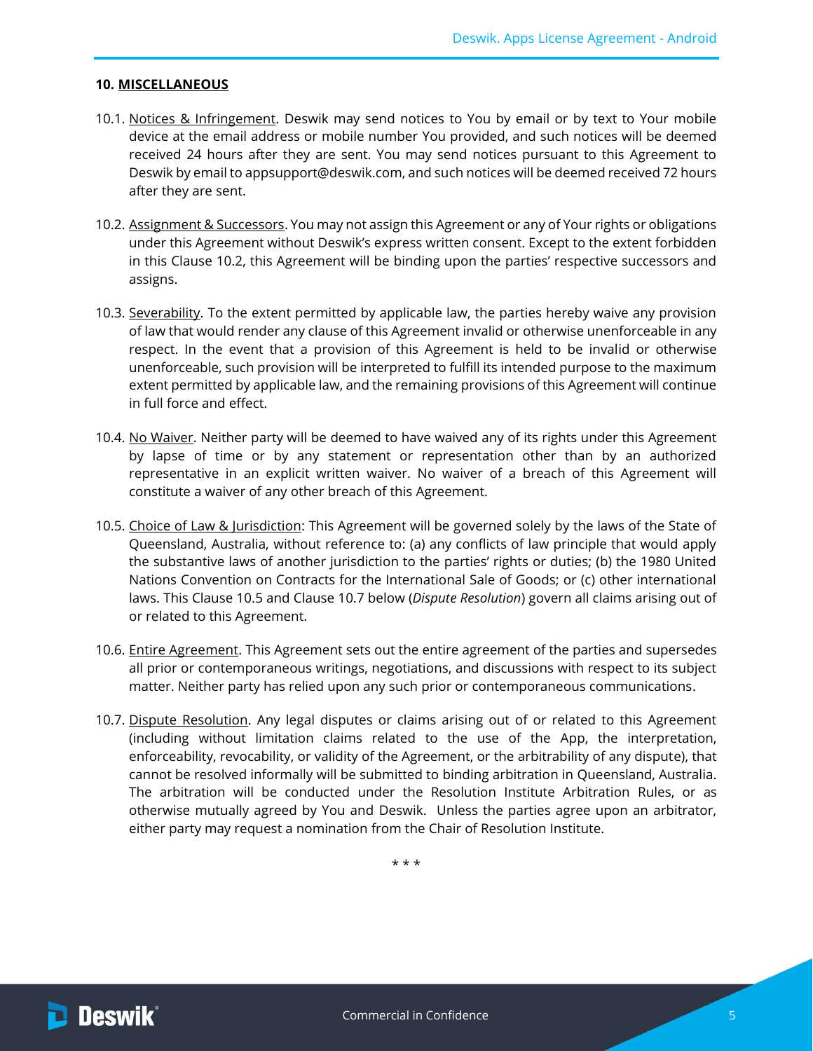**10. MISCELLANEOUS**

10.1. Notices & Infringement. Deswik may send notices to You by email or by text to Your mobile device at the email address or mobile number You provided, and such notices will be deemed received 24 hours after they are sent. You may send notices pursuant to this Agreement to Deswik by email to appsupport@deswik.com, and such notices will be deemed received 72 hours after they are sent.

10.2. Assignment & Successors. You may not assign this Agreement or any of Your rights or obligations under this Agreement without Deswik's express written consent. Except to the extent forbidden in this Clause 10.2, this Agreement will be binding upon the parties' respective successors and assigns.

10.3. Severability. To the extent permitted by applicable law, the parties hereby waive any provision of law that would render any clause of this Agreement invalid or otherwise unenforceable in any respect. In the event that a provision of this Agreement is held to be invalid or otherwise unenforceable, such provision will be interpreted to fulfill its intended purpose to the maximum extent permitted by applicable law, and the remaining provisions of this Agreement will continue in full force and effect.

10.4. No Waiver. Neither party will be deemed to have waived any of its rights under this Agreement by lapse of time or by any statement or representation other than by an authorized representative in an explicit written waiver. No waiver of a breach of this Agreement will constitute a waiver of any other breach of this Agreement.

10.5. Choice of Law & Jurisdiction: This Agreement will be governed solely by the laws of the State of Queensland, Australia, without reference to: (a) any conflicts of law principle that would apply the substantive laws of another jurisdiction to the parties' rights or duties; (b) the 1980 United Nations Convention on Contracts for the International Sale of Goods; or (c) other international laws. This Clause 10.5 and Clause 10.7 below (*Dispute Resolution*) govern all claims arising out of or related to this Agreement.

10.6. Entire Agreement. This Agreement sets out the entire agreement of the parties and supersedes all prior or contemporaneous writings, negotiations, and discussions with respect to its subject matter. Neither party has relied upon any such prior or contemporaneous communications.

10.7. Dispute Resolution. Any legal disputes or claims arising out of or related to this Agreement (including without limitation claims related to the use of the App, the interpretation, enforceability, revocability, or validity of the Agreement, or the arbitrability of any dispute), that cannot be resolved informally will be submitted to binding arbitration in Queensland, Australia. The arbitration will be conducted under the Resolution Institute Arbitration Rules, or as otherwise mutually agreed by You and Deswik. Unless the parties agree upon an arbitrator, either party may request a nomination from the Chair of Resolution Institute.

\* \* \*